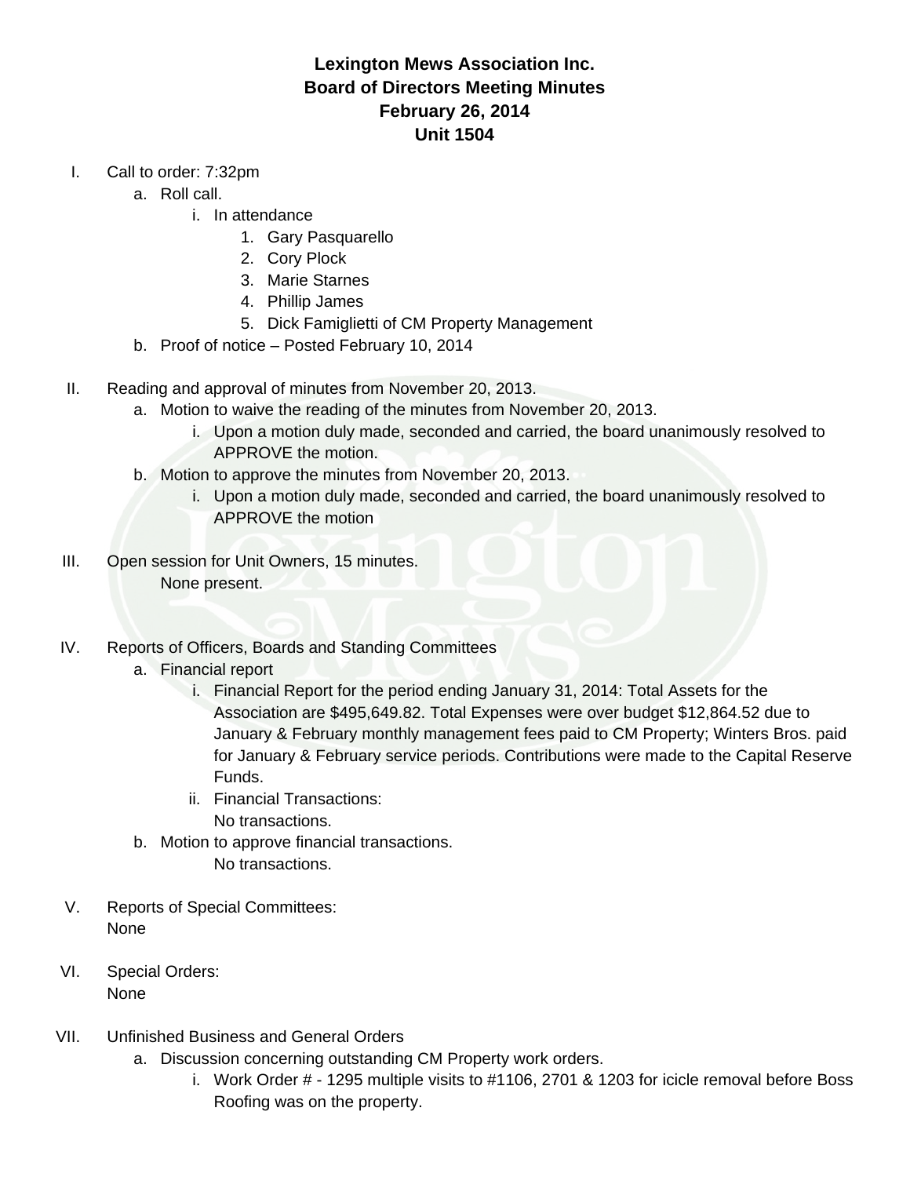**Lexington Mews Association Inc.**
**Board of Directors Meeting Minutes**
**February 26, 2014**
**Unit 1504**

I. Call to order: 7:32pm
   a. Roll call.
      i. In attendance
         1. Gary Pasquarello
         2. Cory Plock
         3. Marie Starnes
         4. Phillip James
         5. Dick Famiglietti of CM Property Management
   b. Proof of notice – Posted February 10, 2014

II. Reading and approval of minutes from November 20, 2013.
   a. Motion to waive the reading of the minutes from November 20, 2013.
      i. Upon a motion duly made, seconded and carried, the board unanimously resolved to APPROVE the motion.
   b. Motion to approve the minutes from November 20, 2013.
      i. Upon a motion duly made, seconded and carried, the board unanimously resolved to APPROVE the motion

III. Open session for Unit Owners, 15 minutes.
   None present.

IV. Reports of Officers, Boards and Standing Committees
   a. Financial report
      i. Financial Report for the period ending January 31, 2014: Total Assets for the Association are $495,649.82. Total Expenses were over budget $12,864.52 due to January & February monthly management fees paid to CM Property; Winters Bros. paid for January & February service periods. Contributions were made to the Capital Reserve Funds.
      ii. Financial Transactions:
          No transactions.
   b. Motion to approve financial transactions.
      No transactions.

V. Reports of Special Committees:
   None

VI. Special Orders:
   None

VII. Unfinished Business and General Orders
   a. Discussion concerning outstanding CM Property work orders.
      i. Work Order # - 1295 multiple visits to #1106, 2701 & 1203 for icicle removal before Boss Roofing was on the property.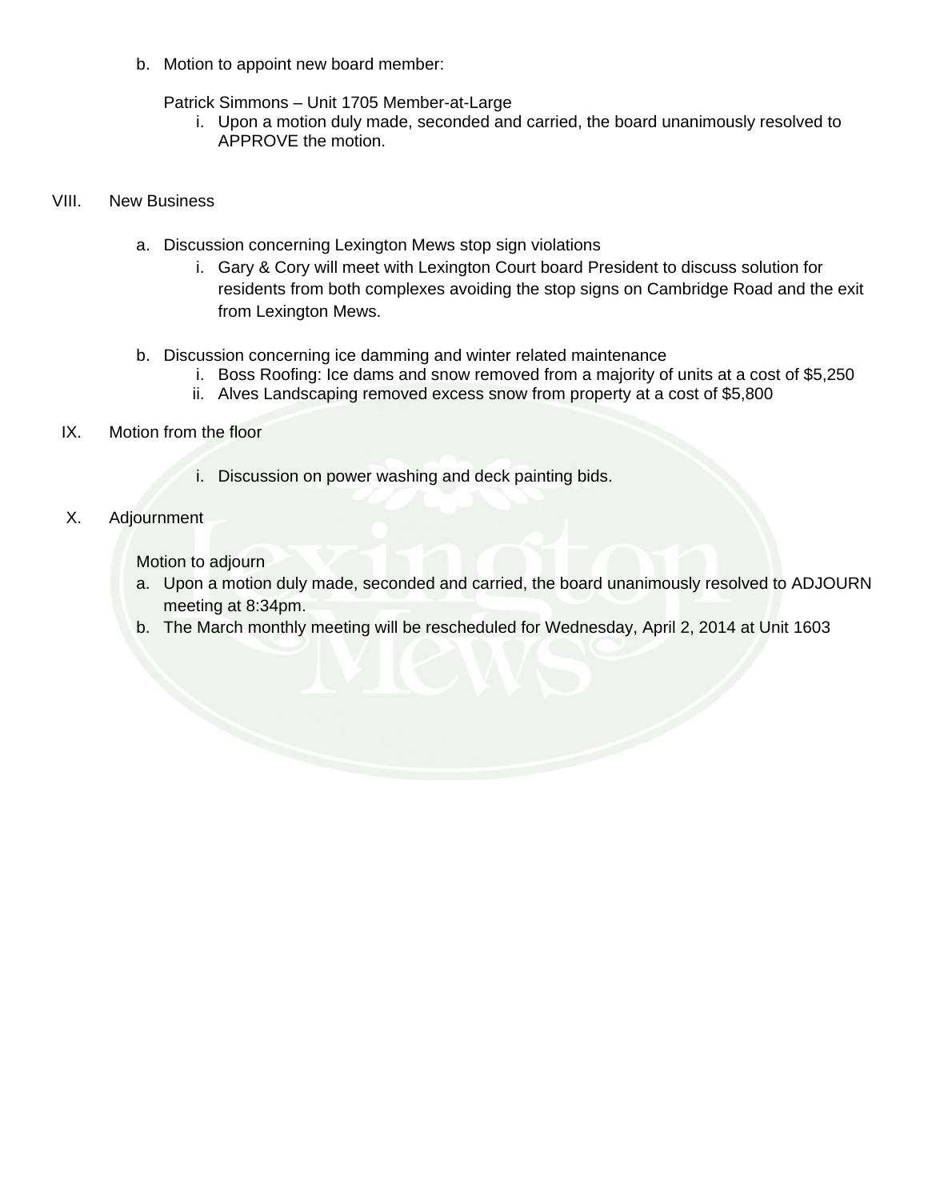b. Motion to appoint new board member:

   Patrick Simmons – Unit 1705 Member-at-Large

   i. Upon a motion duly made, seconded and carried, the board unanimously resolved to APPROVE the motion.

VIII. New Business

a. Discussion concerning Lexington Mews stop sign violations
   i. Gary & Cory will meet with Lexington Court board President to discuss solution for residents from both complexes avoiding the stop signs on Cambridge Road and the exit from Lexington Mews.

b. Discussion concerning ice damming and winter related maintenance
   i. Boss Roofing: Ice dams and snow removed from a majority of units at a cost of $5,250
   ii. Alves Landscaping removed excess snow from property at a cost of $5,800

IX. Motion from the floor

   i. Discussion on power washing and deck painting bids.

X. Adjournment

Motion to adjourn

a. Upon a motion duly made, seconded and carried, the board unanimously resolved to ADJOURN meeting at 8:34pm.
b. The March monthly meeting will be rescheduled for Wednesday, April 2, 2014 at Unit 1603